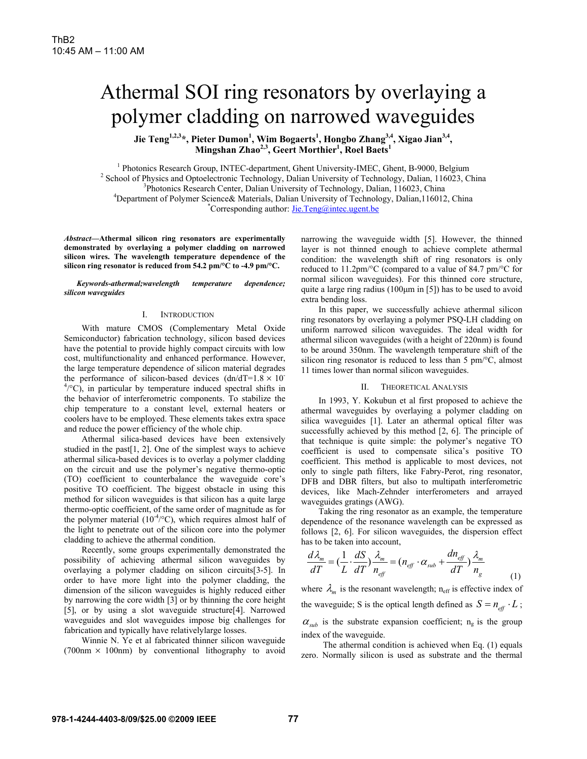# Athermal SOI ring resonators by overlaying a polymer cladding on narrowed waveguides

**Jie Teng[1,2,3]\*, Pieter Dumon[1], Wim Bogaerts[1], Hongbo Zhang[3,4], Xigao Jian[3,4], Mingshan Zhao[2,3], Geert Morthier[1], Roel Baets[1]**

[1] Photonics Research Group, INTEC-department, Ghent University-IMEC, Ghent, B-9000, Belgium
[2] School of Physics and Optoelectronic Technology, Dalian University of Technology, Dalian, 116023, China
[3] Photonics Research Center, Dalian University of Technology, Dalian, 116023, China
[4] Department of Polymer Science& Materials, Dalian University of Technology, Dalian,116012, China
\*Corresponding author: Jie.Teng@intec.ugent.be

***Abstract*—Athermal silicon ring resonators are experimentally demonstrated by overlaying a polymer cladding on narrowed silicon wires. The wavelength temperature dependence of the silicon ring resonator is reduced from 54.2 pm/°C to -4.9 pm/°C.**

***Keywords-athermal;wavelength temperature dependence; silicon waveguides***

## I. INTRODUCTION

With mature CMOS (Complementary Metal Oxide Semiconductor) fabrication technology, silicon based devices have the potential to provide highly compact circuits with low cost, multifunctionality and enhanced performance. However, the large temperature dependence of silicon material degrades the performance of silicon-based devices ($dn/dT=1.8 \times 10^{-4}/°C$), in particular by temperature induced spectral shifts in the behavior of interferometric components. To stabilize the chip temperature to a constant level, external heaters or coolers have to be employed. These elements takes extra space and reduce the power efficiency of the whole chip.

Athermal silica-based devices have been extensively studied in the past[1, 2]. One of the simplest ways to achieve athermal silica-based devices is to overlay a polymer cladding on the circuit and use the polymer's negative thermo-optic (TO) coefficient to counterbalance the waveguide core's positive TO coefficient. The biggest obstacle in using this method for silicon waveguides is that silicon has a quite large thermo-optic coefficient, of the same order of magnitude as for the polymer material ($10^{-4}/°C$), which requires almost half of the light to penetrate out of the silicon core into the polymer cladding to achieve the athermal condition.

Recently, some groups experimentally demonstrated the possibility of achieving athermal silicon waveguides by overlaying a polymer cladding on silicon circuits[3-5]. In order to have more light into the polymer cladding, the dimension of the silicon waveguides is highly reduced either by narrowing the core width [3] or by thinning the core height [5], or by using a slot waveguide structure[4]. Narrowed waveguides and slot waveguides impose big challenges for fabrication and typically have relativelylarge losses.

Winnie N. Ye et al fabricated thinner silicon waveguide (700nm × 100nm) by conventional lithography to avoid narrowing the waveguide width [5]. However, the thinned layer is not thinned enough to achieve complete athermal condition: the wavelength shift of ring resonators is only reduced to 11.2pm/°C (compared to a value of 84.7 pm/°C for normal silicon waveguides). For this thinned core structure, quite a large ring radius (100μm in [5]) has to be used to avoid extra bending loss.

In this paper, we successfully achieve athermal silicon ring resonators by overlaying a polymer PSQ-LH cladding on uniform narrowed silicon waveguides. The ideal width for athermal silicon waveguides (with a height of 220nm) is found to be around 350nm. The wavelength temperature shift of the silicon ring resonator is reduced to less than 5 pm/°C, almost 11 times lower than normal silicon waveguides.

## II. THEORETICAL ANALYSIS

In 1993, Y. Kokubun et al first proposed to achieve the athermal waveguides by overlaying a polymer cladding on silica waveguides [1]. Later an athermal optical filter was successfully achieved by this method [2, 6]. The principle of that technique is quite simple: the polymer's negative TO coefficient is used to compensate silica's positive TO coefficient. This method is applicable to most devices, not only to single path filters, like Fabry-Perot, ring resonator, DFB and DBR filters, but also to multipath interferometric devices, like Mach-Zehnder interferometers and arrayed waveguides gratings (AWG).

Taking the ring resonator as an example, the temperature dependence of the resonance wavelength can be expressed as follows [2, 6]. For silicon waveguides, the dispersion effect has to be taken into account,

$$\frac{d\lambda_m}{dT} = \left(\frac{1}{L}\cdot\frac{dS}{dT}\right)\frac{\lambda_m}{n_{eff}} = \left(n_{eff}\cdot\alpha_{sub} + \frac{dn_{eff}}{dT}\right)\frac{\lambda_m}{n_g} \tag{1}$$

where $\lambda_m$ is the resonant wavelength; $n_{eff}$ is effective index of the waveguide; S is the optical length defined as $S = n_{eff}\cdot L$; $\alpha_{sub}$ is the substrate expansion coefficient; $n_g$ is the group index of the waveguide.

The athermal condition is achieved when Eq. (1) equals zero. Normally silicon is used as substrate and the thermal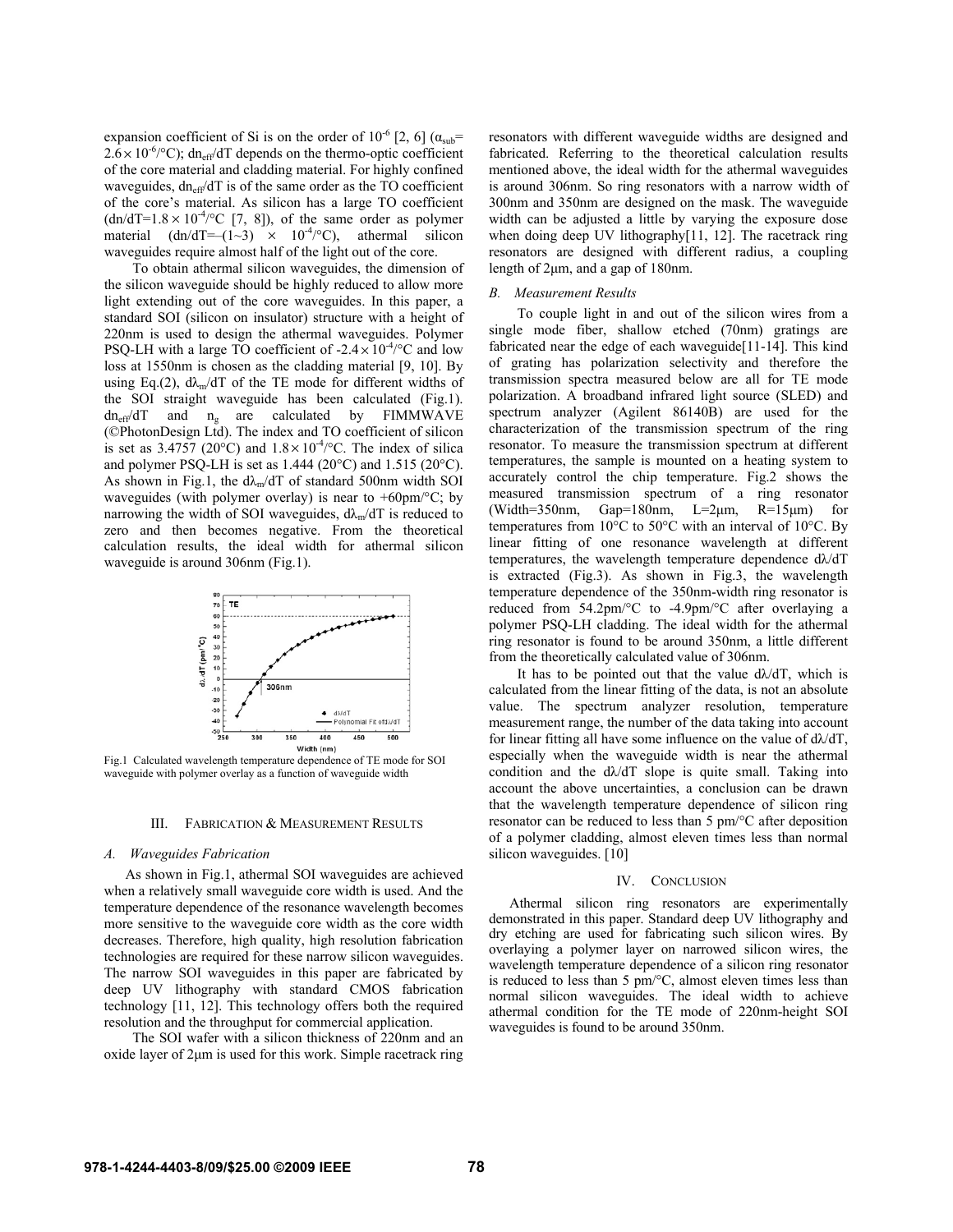expansion coefficient of Si is on the order of $10^{-6}$ [2, 6] ($\alpha_{sub}$= $2.6\times10^{-6}$/°C); $dn_{eff}/dT$ depends on the thermo-optic coefficient of the core material and cladding material. For highly confined waveguides, $dn_{eff}/dT$ is of the same order as the TO coefficient of the core's material. As silicon has a large TO coefficient ($dn/dT=1.8\times10^{-4}$/°C [7, 8]), of the same order as polymer material ($dn/dT=-(1\sim3)\times10^{-4}$/°C), athermal silicon waveguides require almost half of the light out of the core.

To obtain athermal silicon waveguides, the dimension of the silicon waveguide should be highly reduced to allow more light extending out of the core waveguides. In this paper, a standard SOI (silicon on insulator) structure with a height of 220nm is used to design the athermal waveguides. Polymer PSQ-LH with a large TO coefficient of $-2.4\times10^{-4}$/°C and low loss at 1550nm is chosen as the cladding material [9, 10]. By using Eq.(2), $d\lambda_m/dT$ of the TE mode for different widths of the SOI straight waveguide has been calculated (Fig.1). $dn_{eff}/dT$ and $n_g$ are calculated by FIMMWAVE (©PhotonDesign Ltd). The index and TO coefficient of silicon is set as 3.4757 (20°C) and $1.8\times10^{-4}$/°C. The index of silica and polymer PSQ-LH is set as 1.444 (20°C) and 1.515 (20°C). As shown in Fig.1, the $d\lambda_m/dT$ of standard 500nm width SOI waveguides (with polymer overlay) is near to +60pm/°C; by narrowing the width of SOI waveguides, $d\lambda_m/dT$ is reduced to zero and then becomes negative. From the theoretical calculation results, the ideal width for athermal silicon waveguide is around 306nm (Fig.1).

Fig.1 Calculated wavelength temperature dependence of TE mode for SOI waveguide with polymer overlay as a function of waveguide width

## III. Fabrication & Measurement Results

### A. Waveguides Fabrication

As shown in Fig.1, athermal SOI waveguides are achieved when a relatively small waveguide core width is used. And the temperature dependence of the resonance wavelength becomes more sensitive to the waveguide core width as the core width decreases. Therefore, high quality, high resolution fabrication technologies are required for these narrow silicon waveguides. The narrow SOI waveguides in this paper are fabricated by deep UV lithography with standard CMOS fabrication technology [11, 12]. This technology offers both the required resolution and the throughput for commercial application.

The SOI wafer with a silicon thickness of 220nm and an oxide layer of 2μm is used for this work. Simple racetrack ring resonators with different waveguide widths are designed and fabricated. Referring to the theoretical calculation results mentioned above, the ideal width for the athermal waveguides is around 306nm. So ring resonators with a narrow width of 300nm and 350nm are designed on the mask. The waveguide width can be adjusted a little by varying the exposure dose when doing deep UV lithography[11, 12]. The racetrack ring resonators are designed with different radius, a coupling length of 2μm, and a gap of 180nm.

### B. Measurement Results

To couple light in and out of the silicon wires from a single mode fiber, shallow etched (70nm) gratings are fabricated near the edge of each waveguide[11-14]. This kind of grating has polarization selectivity and therefore the transmission spectra measured below are all for TE mode polarization. A broadband infrared light source (SLED) and spectrum analyzer (Agilent 86140B) are used for the characterization of the transmission spectrum of the ring resonator. To measure the transmission spectrum at different temperatures, the sample is mounted on a heating system to accurately control the chip temperature. Fig.2 shows the measured transmission spectrum of a ring resonator (Width=350nm, Gap=180nm, L=2μm, R=15μm) for temperatures from 10°C to 50°C with an interval of 10°C. By linear fitting of one resonance wavelength at different temperatures, the wavelength temperature dependence $d\lambda/dT$ is extracted (Fig.3). As shown in Fig.3, the wavelength temperature dependence of the 350nm-width ring resonator is reduced from 54.2pm/°C to -4.9pm/°C after overlaying a polymer PSQ-LH cladding. The ideal width for the athermal ring resonator is found to be around 350nm, a little different from the theoretically calculated value of 306nm.

It has to be pointed out that the value $d\lambda/dT$, which is calculated from the linear fitting of the data, is not an absolute value. The spectrum analyzer resolution, temperature measurement range, the number of the data taking into account for linear fitting all have some influence on the value of $d\lambda/dT$, especially when the waveguide width is near the athermal condition and the $d\lambda/dT$ slope is quite small. Taking into account the above uncertainties, a conclusion can be drawn that the wavelength temperature dependence of silicon ring resonator can be reduced to less than 5 pm/°C after deposition of a polymer cladding, almost eleven times less than normal silicon waveguides. [10]

## IV. Conclusion

Athermal silicon ring resonators are experimentally demonstrated in this paper. Standard deep UV lithography and dry etching are used for fabricating such silicon wires. By overlaying a polymer layer on narrowed silicon wires, the wavelength temperature dependence of a silicon ring resonator is reduced to less than 5 pm/°C, almost eleven times less than normal silicon waveguides. The ideal width to achieve athermal condition for the TE mode of 220nm-height SOI waveguides is found to be around 350nm.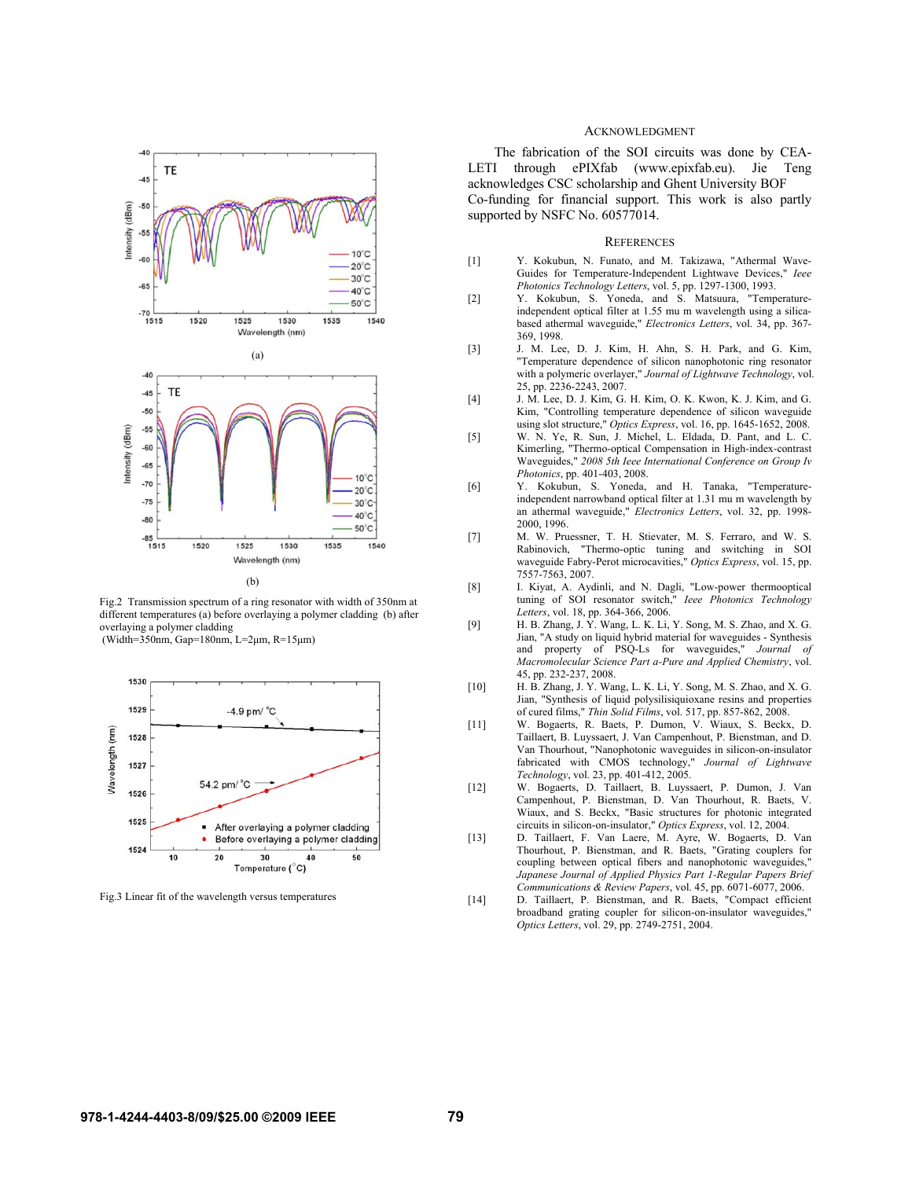TE

Intensity (dBm)

-40
-45
-50
-55
-60
-65
-70

1515 1520 1525 1530 1535 1540

Wavelength (nm)

10°C
20°C
30°C
40°C
50°C

(a)

TE

Intensity (dBm)

-40
-45
-50
-55
-60
-65
-70
-75
-80
-85

1515 1520 1525 1530 1535 1540

Wavelength (nm)

10°C
20°C
30°C
40°C
50°C

(b)

Fig.2 Transmission spectrum of a ring resonator with width of 350nm at different temperatures (a) before overlaying a polymer cladding (b) after overlaying a polymer cladding
(Width=350nm, Gap=180nm, L=2μm, R=15μm)

Wavelength (nm)

1530
1529
1528
1527
1526
1525
1524

-4.9 pm/ °C

54.2 pm/ °C

After overlaying a polymer cladding
Before overlaying a polymer cladding

10 20 30 40 50

Temperature (°C)

Fig.3 Linear fit of the wavelength versus temperatures

## ACKNOWLEDGMENT

The fabrication of the SOI circuits was done by CEA-LETI through ePIXfab (www.epixfab.eu). Jie Teng acknowledges CSC scholarship and Ghent University BOF Co-funding for financial support. This work is also partly supported by NSFC No. 60577014.

## REFERENCES

[1] Y. Kokubun, N. Funato, and M. Takizawa, "Athermal Wave-Guides for Temperature-Independent Lightwave Devices," *Ieee Photonics Technology Letters*, vol. 5, pp. 1297-1300, 1993.

[2] Y. Kokubun, S. Yoneda, and S. Matsuura, "Temperature-independent optical filter at 1.55 mu m wavelength using a silica-based athermal waveguide," *Electronics Letters*, vol. 34, pp. 367-369, 1998.

[3] J. M. Lee, D. J. Kim, H. Ahn, S. H. Park, and G. Kim, "Temperature dependence of silicon nanophotonic ring resonator with a polymeric overlayer," *Journal of Lightwave Technology*, vol. 25, pp. 2236-2243, 2007.

[4] J. M. Lee, D. J. Kim, G. H. Kim, O. K. Kwon, K. J. Kim, and G. Kim, "Controlling temperature dependence of silicon waveguide using slot structure," *Optics Express*, vol. 16, pp. 1645-1652, 2008.

[5] W. N. Ye, R. Sun, J. Michel, L. Eldada, D. Pant, and L. C. Kimerling, "Thermo-optical Compensation in High-index-contrast Waveguides," *2008 5th Ieee International Conference on Group Iv Photonics*, pp. 401-403, 2008.

[6] Y. Kokubun, S. Yoneda, and H. Tanaka, "Temperature-independent narrowband optical filter at 1.31 mu m wavelength by an athermal waveguide," *Electronics Letters*, vol. 32, pp. 1998-2000, 1996.

[7] M. W. Pruessner, T. H. Stievater, M. S. Ferraro, and W. S. Rabinovich, "Thermo-optic tuning and switching in SOI waveguide Fabry-Perot microcavities," *Optics Express*, vol. 15, pp. 7557-7563, 2007.

[8] I. Kiyat, A. Aydinli, and N. Dagli, "Low-power thermooptical tuning of SOI resonator switch," *Ieee Photonics Technology Letters*, vol. 18, pp. 364-366, 2006.

[9] H. B. Zhang, J. Y. Wang, L. K. Li, Y. Song, M. S. Zhao, and X. G. Jian, "A study on liquid hybrid material for waveguides - Synthesis and property of PSQ-Ls for waveguides," *Journal of Macromolecular Science Part a-Pure and Applied Chemistry*, vol. 45, pp. 232-237, 2008.

[10] H. B. Zhang, J. Y. Wang, L. K. Li, Y. Song, M. S. Zhao, and X. G. Jian, "Synthesis of liquid polysilisiquioxane resins and properties of cured films," *Thin Solid Films*, vol. 517, pp. 857-862, 2008.

[11] W. Bogaerts, R. Baets, P. Dumon, V. Wiaux, S. Beckx, D. Taillaert, B. Luyssaert, J. Van Campenhout, P. Bienstman, and D. Van Thourhout, "Nanophotonic waveguides in silicon-on-insulator fabricated with CMOS technology," *Journal of Lightwave Technology*, vol. 23, pp. 401-412, 2005.

[12] W. Bogaerts, D. Taillaert, B. Luyssaert, P. Dumon, J. Van Campenhout, P. Bienstman, D. Van Thourhout, R. Baets, V. Wiaux, and S. Beckx, "Basic structures for photonic integrated circuits in silicon-on-insulator," *Optics Express*, vol. 12, 2004.

[13] D. Taillaert, F. Van Laere, M. Ayre, W. Bogaerts, D. Van Thourhout, P. Bienstman, and R. Baets, "Grating couplers for coupling between optical fibers and nanophotonic waveguides," *Japanese Journal of Applied Physics Part 1-Regular Papers Brief Communications & Review Papers*, vol. 45, pp. 6071-6077, 2006.

[14] D. Taillaert, P. Bienstman, and R. Baets, "Compact efficient broadband grating coupler for silicon-on-insulator waveguides," *Optics Letters*, vol. 29, pp. 2749-2751, 2004.